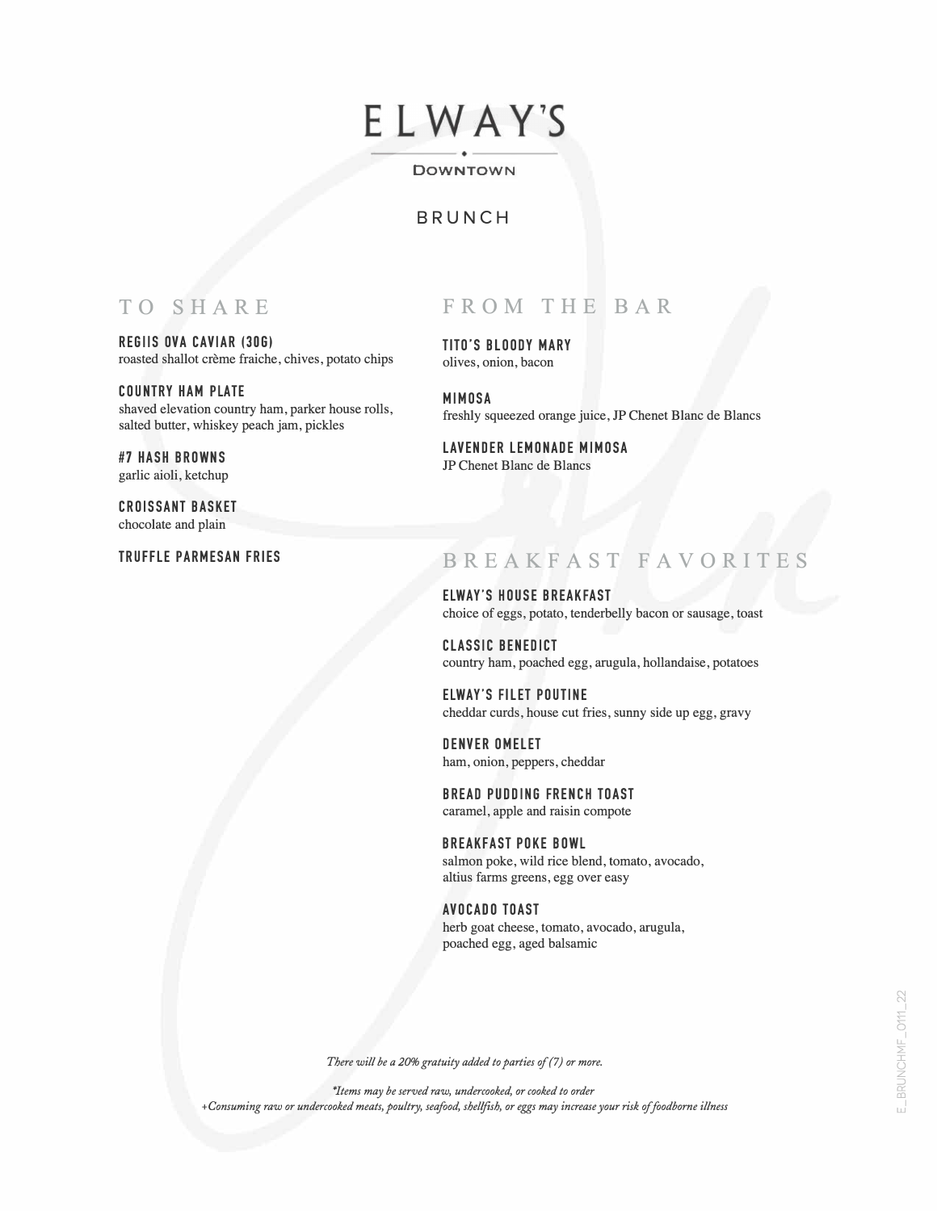# ELWAY'S

DOWNTOWN

## BRUNCH

### TO SHARE

**REGIIS OVA CAVIAR (30G)**
roasted shallot crème fraiche, chives, potato chips

**COUNTRY HAM PLATE**
shaved elevation country ham, parker house rolls, salted butter, whiskey peach jam, pickles

**#7 HASH BROWNS**
garlic aioli, ketchup

**CROISSANT BASKET**
chocolate and plain

**TRUFFLE PARMESAN FRIES**

### FROM THE BAR

**TITO'S BLOODY MARY**
olives, onion, bacon

**MIMOSA**
freshly squeezed orange juice, JP Chenet Blanc de Blancs

**LAVENDER LEMONADE MIMOSA**
JP Chenet Blanc de Blancs

### BREAKFAST FAVORITES

**ELWAY'S HOUSE BREAKFAST**
choice of eggs, potato, tenderbelly bacon or sausage, toast

**CLASSIC BENEDICT**
country ham, poached egg, arugula, hollandaise, potatoes

**ELWAY'S FILET POUTINE**
cheddar curds, house cut fries, sunny side up egg, gravy

**DENVER OMELET**
ham, onion, peppers, cheddar

**BREAD PUDDING FRENCH TOAST**
caramel, apple and raisin compote

**BREAKFAST POKE BOWL**
salmon poke, wild rice blend, tomato, avocado, altius farms greens, egg over easy

**AVOCADO TOAST**
herb goat cheese, tomato, avocado, arugula, poached egg, aged balsamic

*There will be a 20% gratuity added to parties of (7) or more.*

*\*Items may be served raw, undercooked, or cooked to order*
*+Consuming raw or undercooked meats, poultry, seafood, shellfish, or eggs may increase your risk of foodborne illness*

E_BRUNCHMF_0111_22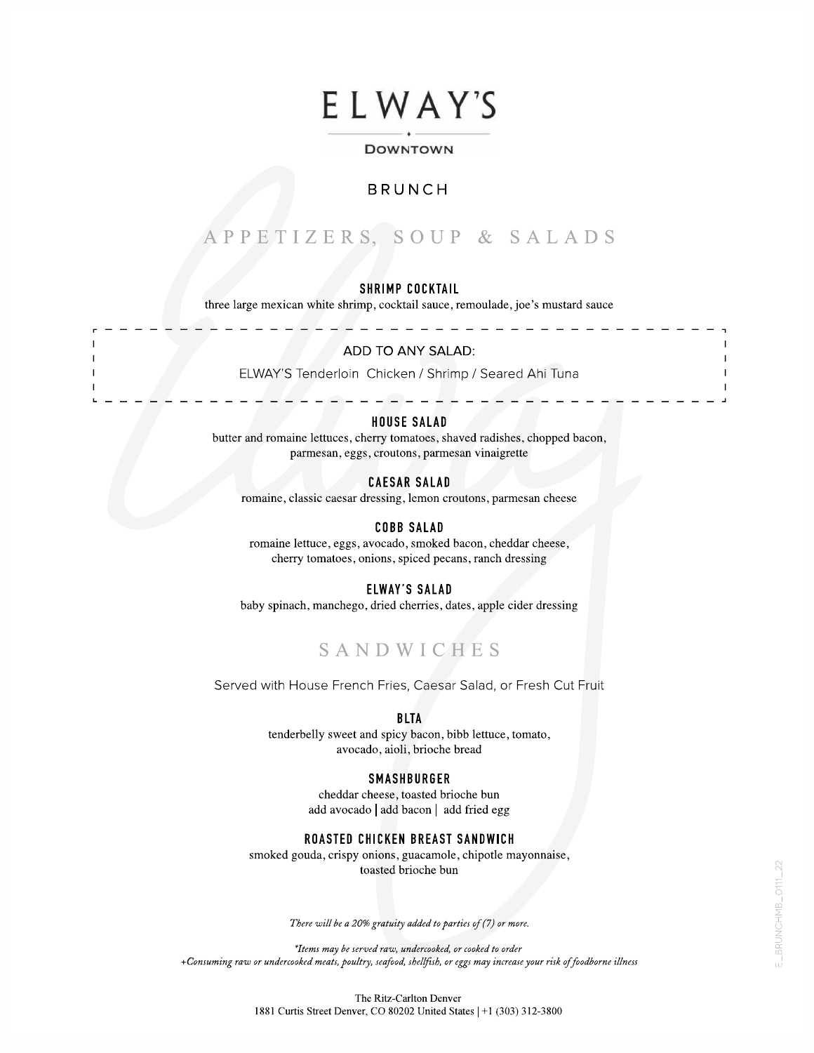# ELWAY'S

DOWNTOWN

## BRUNCH

## APPETIZERS, SOUP & SALADS

### SHRIMP COCKTAIL

three large mexican white shrimp, cocktail sauce, remoulade, joe's mustard sauce

---

ADD TO ANY SALAD:

ELWAY'S Tenderloin Chicken / Shrimp / Seared Ahi Tuna

---

### HOUSE SALAD

butter and romaine lettuces, cherry tomatoes, shaved radishes, chopped bacon, parmesan, eggs, croutons, parmesan vinaigrette

### CAESAR SALAD

romaine, classic caesar dressing, lemon croutons, parmesan cheese

### COBB SALAD

romaine lettuce, eggs, avocado, smoked bacon, cheddar cheese, cherry tomatoes, onions, spiced pecans, ranch dressing

### ELWAY'S SALAD

baby spinach, manchego, dried cherries, dates, apple cider dressing

## SANDWICHES

Served with House French Fries, Caesar Salad, or Fresh Cut Fruit

### BLTA

tenderbelly sweet and spicy bacon, bibb lettuce, tomato, avocado, aioli, brioche bread

### SMASHBURGER

cheddar cheese, toasted brioche bun
add avocado | add bacon | add fried egg

### ROASTED CHICKEN BREAST SANDWICH

smoked gouda, crispy onions, guacamole, chipotle mayonnaise, toasted brioche bun

*There will be a 20% gratuity added to parties of (7) or more.*

*\*Items may be served raw, undercooked, or cooked to order*
*+Consuming raw or undercooked meats, poultry, seafood, shellfish, or eggs may increase your risk of foodborne illness*

The Ritz-Carlton Denver
1881 Curtis Street Denver, CO 80202 United States | +1 (303) 312-3800

E_BRUNCHMB_0111_22